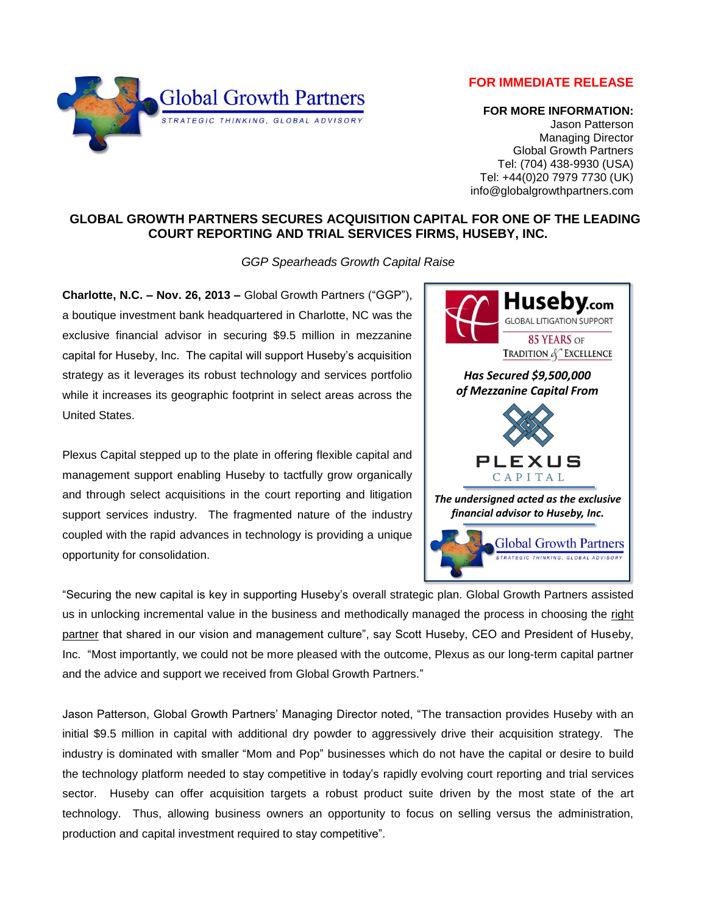Global Growth Partners
STRATEGIC THINKING, GLOBAL ADVISORY

**FOR IMMEDIATE RELEASE**

**FOR MORE INFORMATION:**
Jason Patterson
Managing Director
Global Growth Partners
Tel: (704) 438-9930 (USA)
Tel: +44(0)20 7979 7730 (UK)
info@globalgrowthpartners.com

## GLOBAL GROWTH PARTNERS SECURES ACQUISITION CAPITAL FOR ONE OF THE LEADING COURT REPORTING AND TRIAL SERVICES FIRMS, HUSEBY, INC.

*GGP Spearheads Growth Capital Raise*

**Charlotte, N.C. – Nov. 26, 2013 –** Global Growth Partners ("GGP"), a boutique investment bank headquartered in Charlotte, NC was the exclusive financial advisor in securing $9.5 million in mezzanine capital for Huseby, Inc. The capital will support Huseby's acquisition strategy as it leverages its robust technology and services portfolio while it increases its geographic footprint in select areas across the United States.

Plexus Capital stepped up to the plate in offering flexible capital and management support enabling Huseby to tactfully grow organically and through select acquisitions in the court reporting and litigation support services industry. The fragmented nature of the industry coupled with the rapid advances in technology is providing a unique opportunity for consolidation.

> **Huseby.com**
> GLOBAL LITIGATION SUPPORT
> 85 YEARS OF TRADITION & EXCELLENCE
>
> ***Has Secured $9,500,000 of Mezzanine Capital From***
>
> PLEXUS CAPITAL
>
> ***The undersigned acted as the exclusive financial advisor to Huseby, Inc.***
>
> Global Growth Partners
> STRATEGIC THINKING, GLOBAL ADVISORY

"Securing the new capital is key in supporting Huseby's overall strategic plan. Global Growth Partners assisted us in unlocking incremental value in the business and methodically managed the process in choosing the right partner that shared in our vision and management culture", say Scott Huseby, CEO and President of Huseby, Inc. "Most importantly, we could not be more pleased with the outcome, Plexus as our long-term capital partner and the advice and support we received from Global Growth Partners."

Jason Patterson, Global Growth Partners' Managing Director noted, "The transaction provides Huseby with an initial $9.5 million in capital with additional dry powder to aggressively drive their acquisition strategy. The industry is dominated with smaller "Mom and Pop" businesses which do not have the capital or desire to build the technology platform needed to stay competitive in today's rapidly evolving court reporting and trial services sector. Huseby can offer acquisition targets a robust product suite driven by the most state of the art technology. Thus, allowing business owners an opportunity to focus on selling versus the administration, production and capital investment required to stay competitive".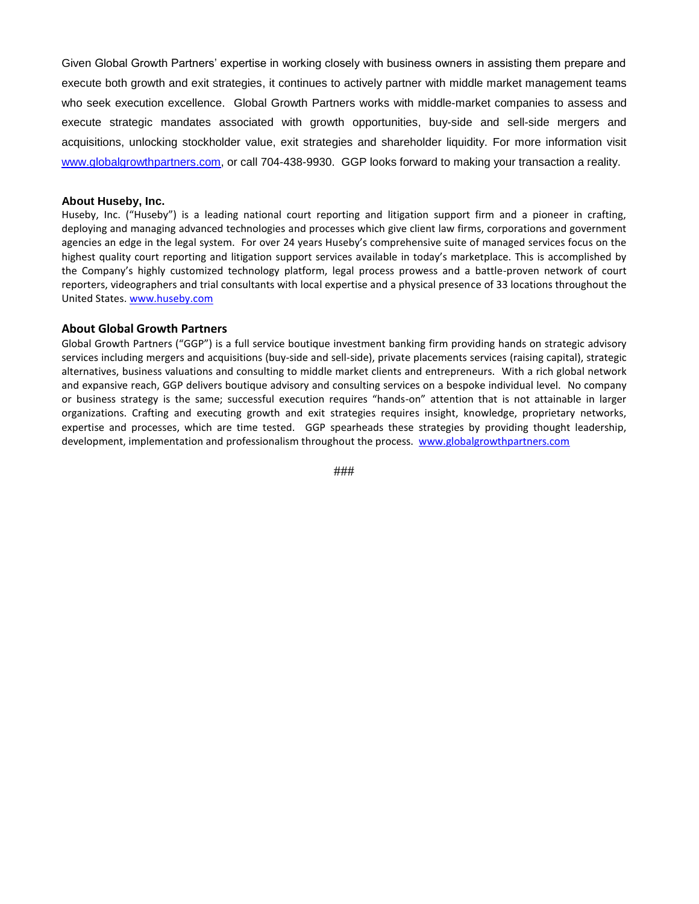Given Global Growth Partners' expertise in working closely with business owners in assisting them prepare and execute both growth and exit strategies, it continues to actively partner with middle market management teams who seek execution excellence. Global Growth Partners works with middle-market companies to assess and execute strategic mandates associated with growth opportunities, buy-side and sell-side mergers and acquisitions, unlocking stockholder value, exit strategies and shareholder liquidity. For more information visit www.globalgrowthpartners.com, or call 704-438-9930. GGP looks forward to making your transaction a reality.

### About Huseby, Inc.

Huseby, Inc. ("Huseby") is a leading national court reporting and litigation support firm and a pioneer in crafting, deploying and managing advanced technologies and processes which give client law firms, corporations and government agencies an edge in the legal system. For over 24 years Huseby's comprehensive suite of managed services focus on the highest quality court reporting and litigation support services available in today's marketplace. This is accomplished by the Company's highly customized technology platform, legal process prowess and a battle-proven network of court reporters, videographers and trial consultants with local expertise and a physical presence of 33 locations throughout the United States. www.huseby.com

### About Global Growth Partners

Global Growth Partners ("GGP") is a full service boutique investment banking firm providing hands on strategic advisory services including mergers and acquisitions (buy-side and sell-side), private placements services (raising capital), strategic alternatives, business valuations and consulting to middle market clients and entrepreneurs. With a rich global network and expansive reach, GGP delivers boutique advisory and consulting services on a bespoke individual level. No company or business strategy is the same; successful execution requires "hands-on" attention that is not attainable in larger organizations. Crafting and executing growth and exit strategies requires insight, knowledge, proprietary networks, expertise and processes, which are time tested. GGP spearheads these strategies by providing thought leadership, development, implementation and professionalism throughout the process. www.globalgrowthpartners.com

###